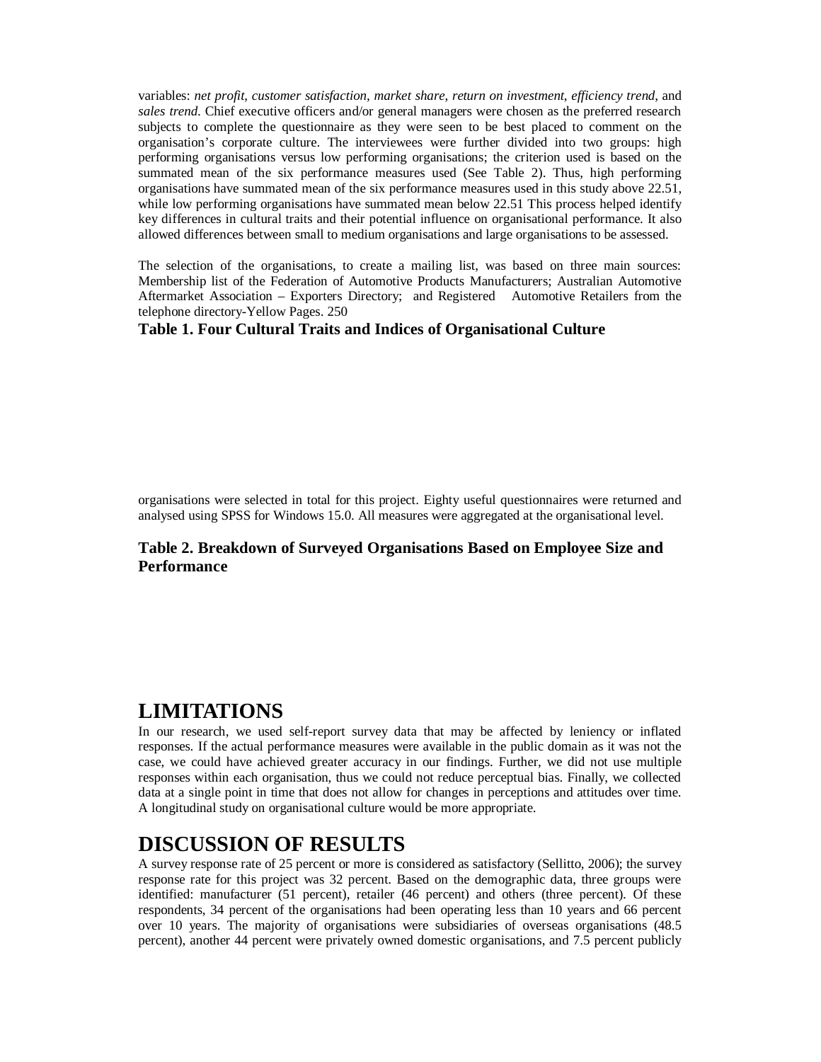variables: *net profit*, *customer satisfaction*, *market share*, *return on investment*, *efficiency trend*, and *sales trend*. Chief executive officers and/or general managers were chosen as the preferred research subjects to complete the questionnaire as they were seen to be best placed to comment on the organisation's corporate culture. The interviewees were further divided into two groups: high performing organisations versus low performing organisations; the criterion used is based on the summated mean of the six performance measures used (See Table 2). Thus, high performing organisations have summated mean of the six performance measures used in this study above 22.51, while low performing organisations have summated mean below 22.51 This process helped identify key differences in cultural traits and their potential influence on organisational performance. It also allowed differences between small to medium organisations and large organisations to be assessed.

The selection of the organisations, to create a mailing list, was based on three main sources: Membership list of the Federation of Automotive Products Manufacturers; Australian Automotive Aftermarket Association – Exporters Directory; and Registered Automotive Retailers from the telephone directory-Yellow Pages. 250

**Table 1. Four Cultural Traits and Indices of Organisational Culture**

organisations were selected in total for this project. Eighty useful questionnaires were returned and analysed using SPSS for Windows 15.0. All measures were aggregated at the organisational level.

**Table 2. Breakdown of Surveyed Organisations Based on Employee Size and Performance**

# LIMITATIONS

In our research, we used self-report survey data that may be affected by leniency or inflated responses. If the actual performance measures were available in the public domain as it was not the case, we could have achieved greater accuracy in our findings. Further, we did not use multiple responses within each organisation, thus we could not reduce perceptual bias. Finally, we collected data at a single point in time that does not allow for changes in perceptions and attitudes over time. A longitudinal study on organisational culture would be more appropriate.

# DISCUSSION OF RESULTS

A survey response rate of 25 percent or more is considered as satisfactory (Sellitto, 2006); the survey response rate for this project was 32 percent. Based on the demographic data, three groups were identified: manufacturer (51 percent), retailer (46 percent) and others (three percent). Of these respondents, 34 percent of the organisations had been operating less than 10 years and 66 percent over 10 years. The majority of organisations were subsidiaries of overseas organisations (48.5 percent), another 44 percent were privately owned domestic organisations, and 7.5 percent publicly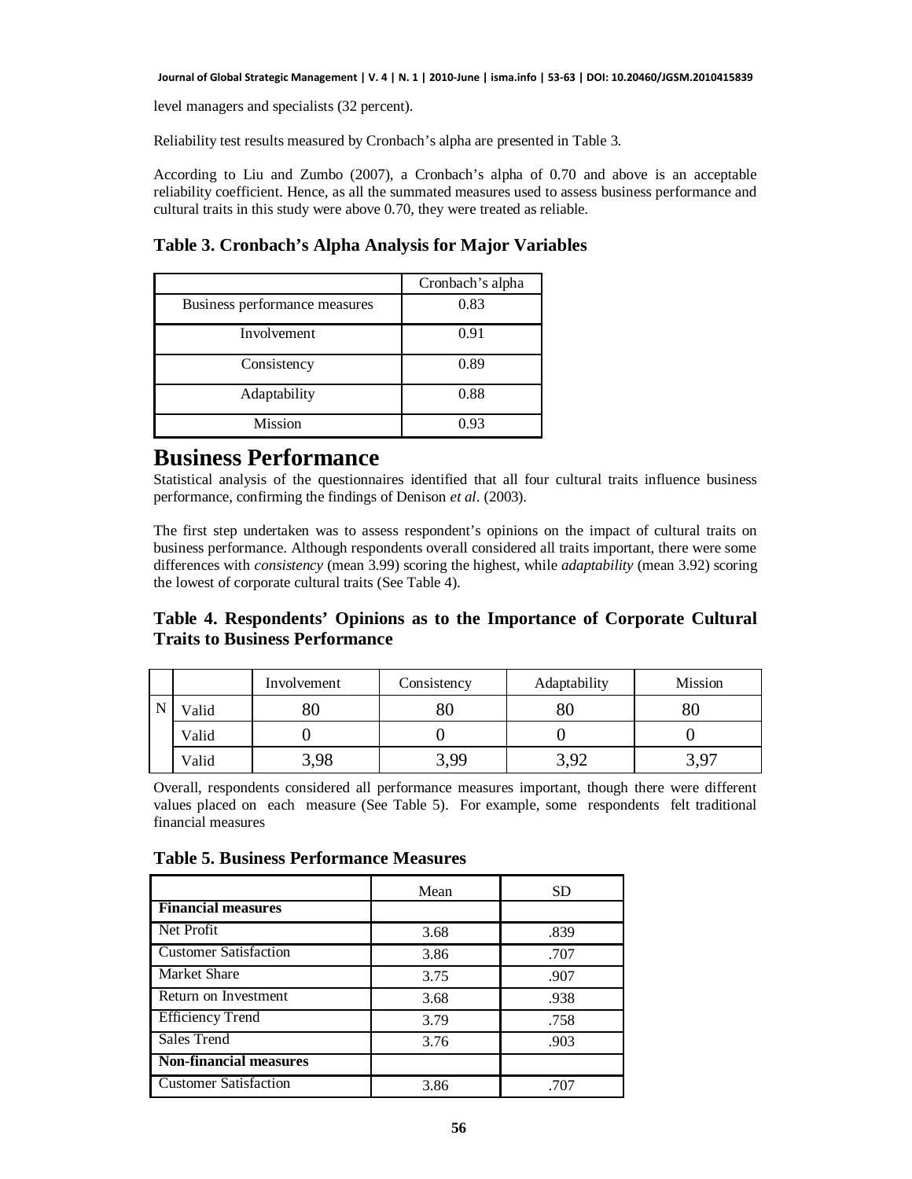level managers and specialists (32 percent).

Reliability test results measured by Cronbach's alpha are presented in Table 3.

According to Liu and Zumbo (2007), a Cronbach's alpha of 0.70 and above is an acceptable reliability coefficient. Hence, as all the summated measures used to assess business performance and cultural traits in this study were above 0.70, they were treated as reliable.

### Table 3. Cronbach's Alpha Analysis for Major Variables

| | Cronbach's alpha |
|---|---|
| Business performance measures | 0.83 |
| Involvement | 0.91 |
| Consistency | 0.89 |
| Adaptability | 0.88 |
| Mission | 0.93 |

# Business Performance

Statistical analysis of the questionnaires identified that all four cultural traits influence business performance, confirming the findings of Denison *et al*. (2003).

The first step undertaken was to assess respondent's opinions on the impact of cultural traits on business performance. Although respondents overall considered all traits important, there were some differences with *consistency* (mean 3.99) scoring the highest, while *adaptability* (mean 3.92) scoring the lowest of corporate cultural traits (See Table 4).

### Table 4. Respondents' Opinions as to the Importance of Corporate Cultural Traits to Business Performance

| | | Involvement | Consistency | Adaptability | Mission |
|---|---|---|---|---|---|
| N | Valid | 80 | 80 | 80 | 80 |
| | Valid | 0 | 0 | 0 | 0 |
| | Valid | 3,98 | 3,99 | 3,92 | 3,97 |

Overall, respondents considered all performance measures important, though there were different values placed on each measure (See Table 5). For example, some respondents felt traditional financial measures

### Table 5. Business Performance Measures

| | Mean | SD |
|---|---|---|
| **Financial measures** | | |
| Net Profit | 3.68 | .839 |
| Customer Satisfaction | 3.86 | .707 |
| Market Share | 3.75 | .907 |
| Return on Investment | 3.68 | .938 |
| Efficiency Trend | 3.79 | .758 |
| Sales Trend | 3.76 | .903 |
| **Non-financial measures** | | |
| Customer Satisfaction | 3.86 | .707 |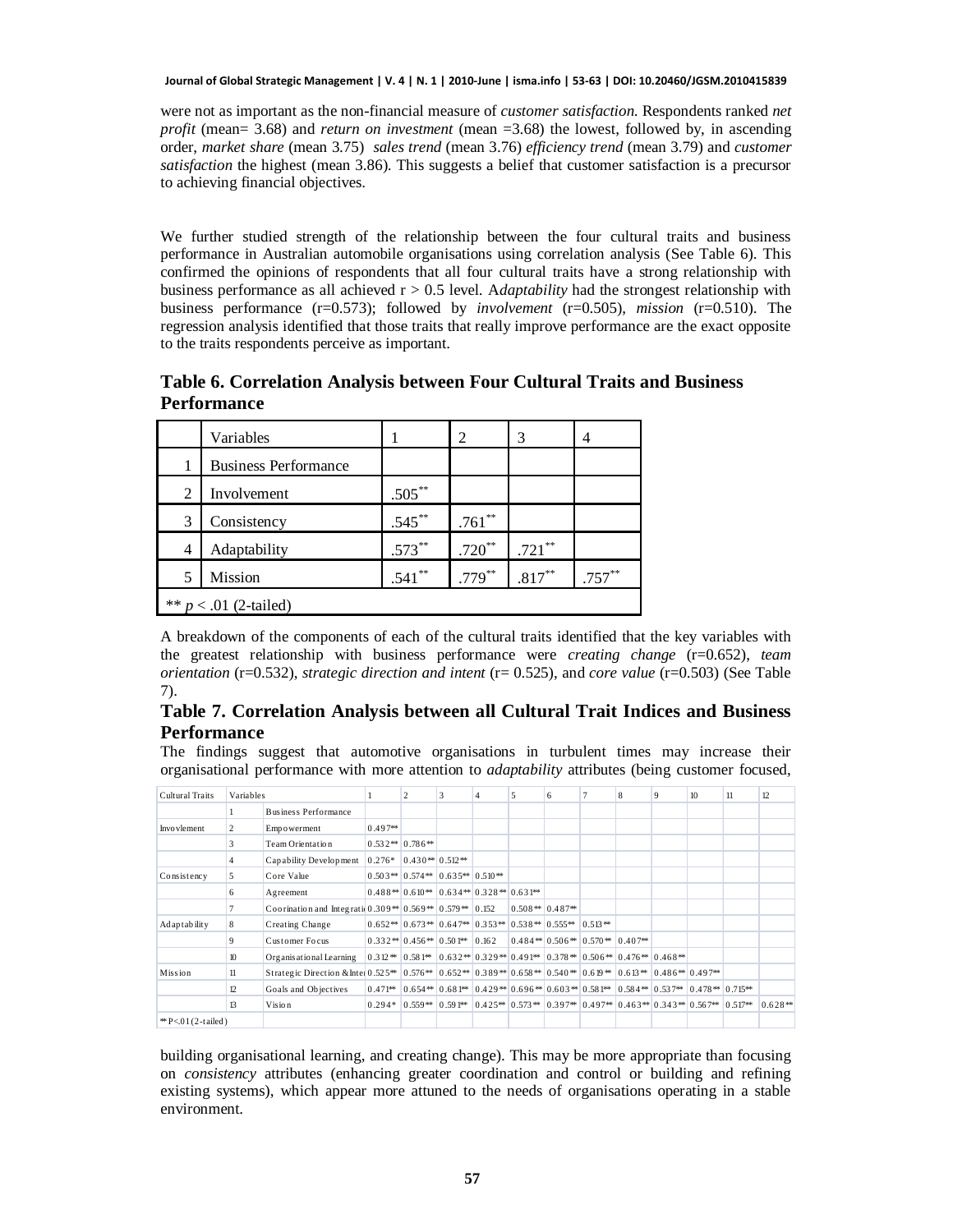were not as important as the non-financial measure of *customer satisfaction*. Respondents ranked *net profit* (mean= 3.68) and *return on investment* (mean =3.68) the lowest, followed by, in ascending order, *market share* (mean 3.75) *sales trend* (mean 3.76) *efficiency trend* (mean 3.79) and *customer satisfaction* the highest (mean 3.86). This suggests a belief that customer satisfaction is a precursor to achieving financial objectives.

We further studied strength of the relationship between the four cultural traits and business performance in Australian automobile organisations using correlation analysis (See Table 6). This confirmed the opinions of respondents that all four cultural traits have a strong relationship with business performance as all achieved r > 0.5 level. A*daptability* had the strongest relationship with business performance (r=0.573); followed by *involvement* (r=0.505), *mission* (r=0.510). The regression analysis identified that those traits that really improve performance are the exact opposite to the traits respondents perceive as important.

## Table 6. Correlation Analysis between Four Cultural Traits and Business Performance

| | Variables | 1 | 2 | 3 | 4 |
|---|---|---|---|---|---|
| 1 | Business Performance | | | | |
| 2 | Involvement | .505** | | | |
| 3 | Consistency | .545** | .761** | | |
| 4 | Adaptability | .573** | .720** | .721** | |
| 5 | Mission | .541** | .779** | .817** | .757** |
| ** *p* < .01 (2-tailed) | | | | | |

A breakdown of the components of each of the cultural traits identified that the key variables with the greatest relationship with business performance were *creating change* (r=0.652), *team orientation* (r=0.532), *strategic direction and intent* (r= 0.525), and *core value* (r=0.503) (See Table 7).

## Table 7. Correlation Analysis between all Cultural Trait Indices and Business Performance

The findings suggest that automotive organisations in turbulent times may increase their organisational performance with more attention to *adaptability* attributes (being customer focused,

| Cultural Traits | Variables | | 1 | 2 | 3 | 4 | 5 | 6 | 7 | 8 | 9 | 10 | 11 | 12 |
|---|---|---|---|---|---|---|---|---|---|---|---|---|---|---|
| | 1 | Business Performance | | | | | | | | | | | | |
| Invovlement | 2 | Empowerment | 0.497** | | | | | | | | | | | |
| | 3 | Team Orientation | 0.532** | 0.786** | | | | | | | | | | |
| | 4 | Capability Development | 0.276* | 0.430** | 0.512** | | | | | | | | | |
| Consistency | 5 | Core Value | 0.503** | 0.574** | 0.635** | 0.510** | | | | | | | | |
| | 6 | Agreement | 0.488** | 0.610** | 0.634** | 0.328** | 0.631** | | | | | | | |
| | 7 | Coorination and Integrati | 0.309** | 0.569** | 0.579** | 0.152 | 0.508** | 0.487** | | | | | | |
| Adaptability | 8 | Creating Change | 0.652** | 0.673** | 0.647** | 0.353** | 0.538** | 0.555** | 0.513** | | | | | |
| | 9 | Customer Focus | 0.332** | 0.456** | 0.501** | 0.162 | 0.484** | 0.506** | 0.570** | 0.407** | | | | |
| | 10 | Organisational Learning | 0.312** | 0.581** | 0.632** | 0.329** | 0.491** | 0.378** | 0.506** | 0.476** | 0.468** | | | |
| Mission | 11 | Strategic Direction &Inte | 0.525** | 0.576** | 0.652** | 0.389** | 0.658** | 0.540** | 0.619** | 0.613** | 0.486** | 0.497** | | |
| | 12 | Goals and Objectives | 0.471** | 0.654** | 0.681** | 0.429** | 0.696** | 0.603** | 0.581** | 0.584** | 0.537** | 0.478** | 0.715** | |
| | 13 | Vision | 0.294* | 0.559** | 0.591** | 0.425** | 0.573** | 0.397** | 0.497** | 0.463** | 0.343** | 0.567** | 0.517** | 0.628** |
| ** P<.01 (2-tailed) | | | | | | | | | | | | | | |

building organisational learning, and creating change). This may be more appropriate than focusing on *consistency* attributes (enhancing greater coordination and control or building and refining existing systems), which appear more attuned to the needs of organisations operating in a stable environment.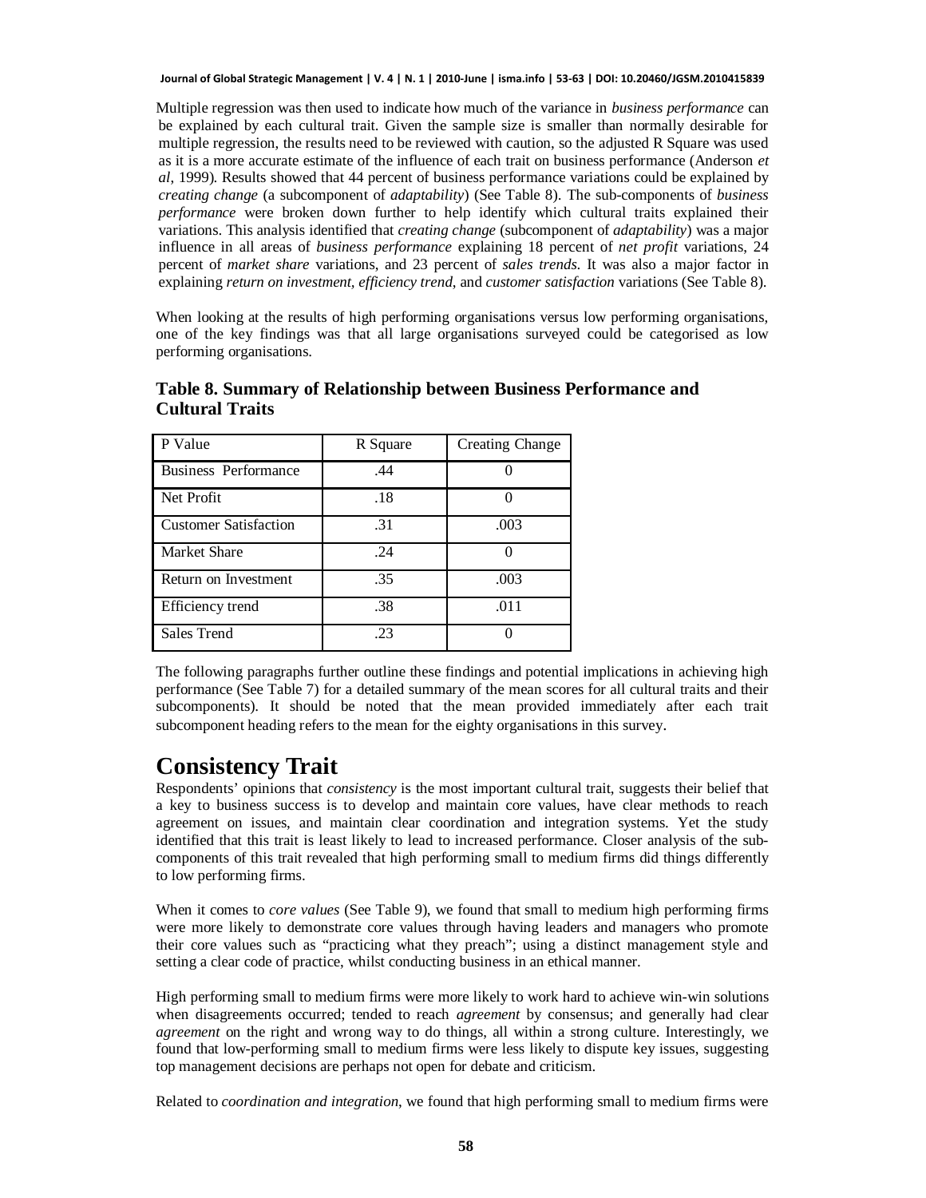Multiple regression was then used to indicate how much of the variance in *business performance* can be explained by each cultural trait. Given the sample size is smaller than normally desirable for multiple regression, the results need to be reviewed with caution, so the adjusted R Square was used as it is a more accurate estimate of the influence of each trait on business performance (Anderson *et al*, 1999). Results showed that 44 percent of business performance variations could be explained by *creating change* (a subcomponent of *adaptability*) (See Table 8). The sub-components of *business performance* were broken down further to help identify which cultural traits explained their variations. This analysis identified that *creating change* (subcomponent of *adaptability*) was a major influence in all areas of *business performance* explaining 18 percent of *net profit* variations, 24 percent of *market share* variations, and 23 percent of *sales trends*. It was also a major factor in explaining *return on investment*, *efficiency trend*, and *customer satisfaction* variations (See Table 8).

When looking at the results of high performing organisations versus low performing organisations, one of the key findings was that all large organisations surveyed could be categorised as low performing organisations.

**Table 8. Summary of Relationship between Business Performance and Cultural Traits**

| P Value | R Square | Creating Change |
|---|---|---|
| Business Performance | .44 | 0 |
| Net Profit | .18 | 0 |
| Customer Satisfaction | .31 | .003 |
| Market Share | .24 | 0 |
| Return on Investment | .35 | .003 |
| Efficiency trend | .38 | .011 |
| Sales Trend | .23 | 0 |

The following paragraphs further outline these findings and potential implications in achieving high performance (See Table 7) for a detailed summary of the mean scores for all cultural traits and their subcomponents). It should be noted that the mean provided immediately after each trait subcomponent heading refers to the mean for the eighty organisations in this survey.

# Consistency Trait

Respondents' opinions that *consistency* is the most important cultural trait, suggests their belief that a key to business success is to develop and maintain core values, have clear methods to reach agreement on issues, and maintain clear coordination and integration systems. Yet the study identified that this trait is least likely to lead to increased performance. Closer analysis of the sub-components of this trait revealed that high performing small to medium firms did things differently to low performing firms.

When it comes to *core values* (See Table 9), we found that small to medium high performing firms were more likely to demonstrate core values through having leaders and managers who promote their core values such as "practicing what they preach"; using a distinct management style and setting a clear code of practice, whilst conducting business in an ethical manner.

High performing small to medium firms were more likely to work hard to achieve win-win solutions when disagreements occurred; tended to reach *agreement* by consensus; and generally had clear *agreement* on the right and wrong way to do things, all within a strong culture. Interestingly, we found that low-performing small to medium firms were less likely to dispute key issues, suggesting top management decisions are perhaps not open for debate and criticism.

Related to *coordination and integration*, we found that high performing small to medium firms were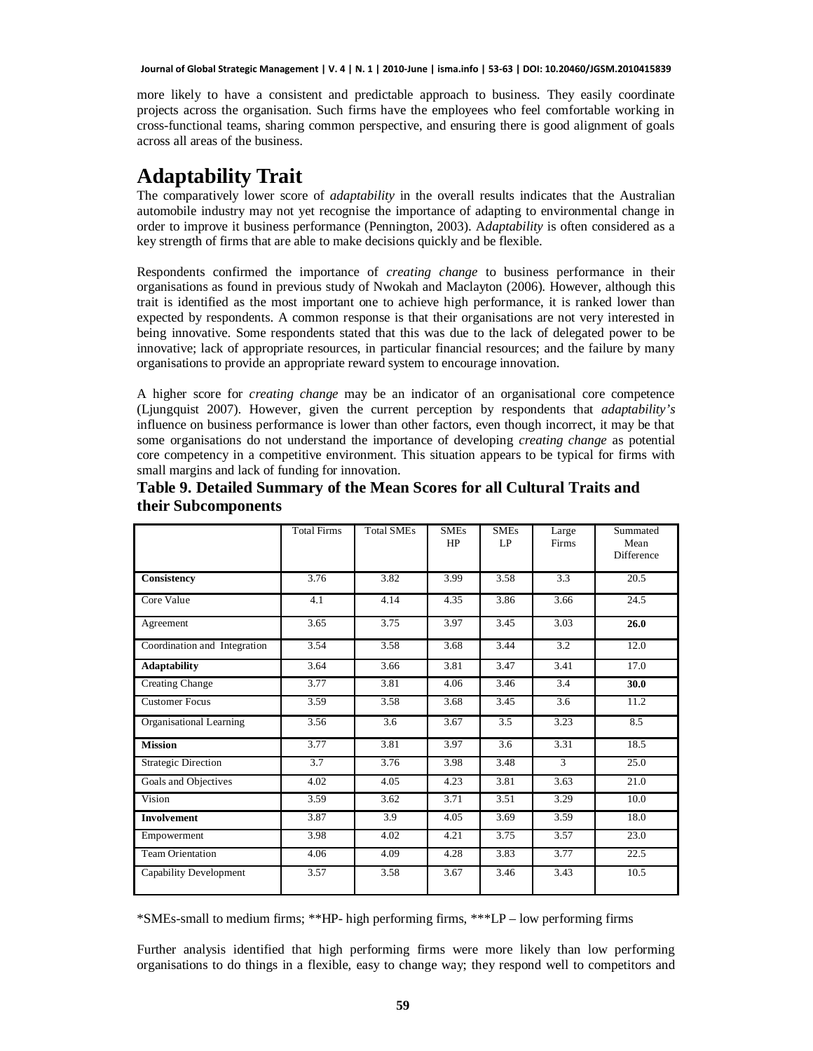more likely to have a consistent and predictable approach to business. They easily coordinate projects across the organisation. Such firms have the employees who feel comfortable working in cross-functional teams, sharing common perspective, and ensuring there is good alignment of goals across all areas of the business.

# Adaptability Trait

The comparatively lower score of *adaptability* in the overall results indicates that the Australian automobile industry may not yet recognise the importance of adapting to environmental change in order to improve it business performance (Pennington, 2003). A*daptability* is often considered as a key strength of firms that are able to make decisions quickly and be flexible.

Respondents confirmed the importance of *creating change* to business performance in their organisations as found in previous study of Nwokah and Maclayton (2006). However, although this trait is identified as the most important one to achieve high performance, it is ranked lower than expected by respondents. A common response is that their organisations are not very interested in being innovative. Some respondents stated that this was due to the lack of delegated power to be innovative; lack of appropriate resources, in particular financial resources; and the failure by many organisations to provide an appropriate reward system to encourage innovation.

A higher score for *creating change* may be an indicator of an organisational core competence (Ljungquist 2007). However, given the current perception by respondents that *adaptability's* influence on business performance is lower than other factors, even though incorrect, it may be that some organisations do not understand the importance of developing *creating change* as potential core competency in a competitive environment. This situation appears to be typical for firms with small margins and lack of funding for innovation.

**Table 9. Detailed Summary of the Mean Scores for all Cultural Traits and their Subcomponents**

| | Total Firms | Total SMEs | SMEs HP | SMEs LP | Large Firms | Summated Mean Difference |
|---|---|---|---|---|---|---|
| **Consistency** | 3.76 | 3.82 | 3.99 | 3.58 | 3.3 | 20.5 |
| Core Value | 4.1 | 4.14 | 4.35 | 3.86 | 3.66 | 24.5 |
| Agreement | 3.65 | 3.75 | 3.97 | 3.45 | 3.03 | **26.0** |
| Coordination and Integration | 3.54 | 3.58 | 3.68 | 3.44 | 3.2 | 12.0 |
| **Adaptability** | 3.64 | 3.66 | 3.81 | 3.47 | 3.41 | 17.0 |
| Creating Change | 3.77 | 3.81 | 4.06 | 3.46 | 3.4 | **30.0** |
| Customer Focus | 3.59 | 3.58 | 3.68 | 3.45 | 3.6 | 11.2 |
| Organisational Learning | 3.56 | 3.6 | 3.67 | 3.5 | 3.23 | 8.5 |
| **Mission** | 3.77 | 3.81 | 3.97 | 3.6 | 3.31 | 18.5 |
| Strategic Direction | 3.7 | 3.76 | 3.98 | 3.48 | 3 | 25.0 |
| Goals and Objectives | 4.02 | 4.05 | 4.23 | 3.81 | 3.63 | 21.0 |
| Vision | 3.59 | 3.62 | 3.71 | 3.51 | 3.29 | 10.0 |
| **Involvement** | 3.87 | 3.9 | 4.05 | 3.69 | 3.59 | 18.0 |
| Empowerment | 3.98 | 4.02 | 4.21 | 3.75 | 3.57 | 23.0 |
| Team Orientation | 4.06 | 4.09 | 4.28 | 3.83 | 3.77 | 22.5 |
| Capability Development | 3.57 | 3.58 | 3.67 | 3.46 | 3.43 | 10.5 |

*SMEs-small to medium firms; **HP- high performing firms, ***LP – low performing firms

Further analysis identified that high performing firms were more likely than low performing organisations to do things in a flexible, easy to change way; they respond well to competitors and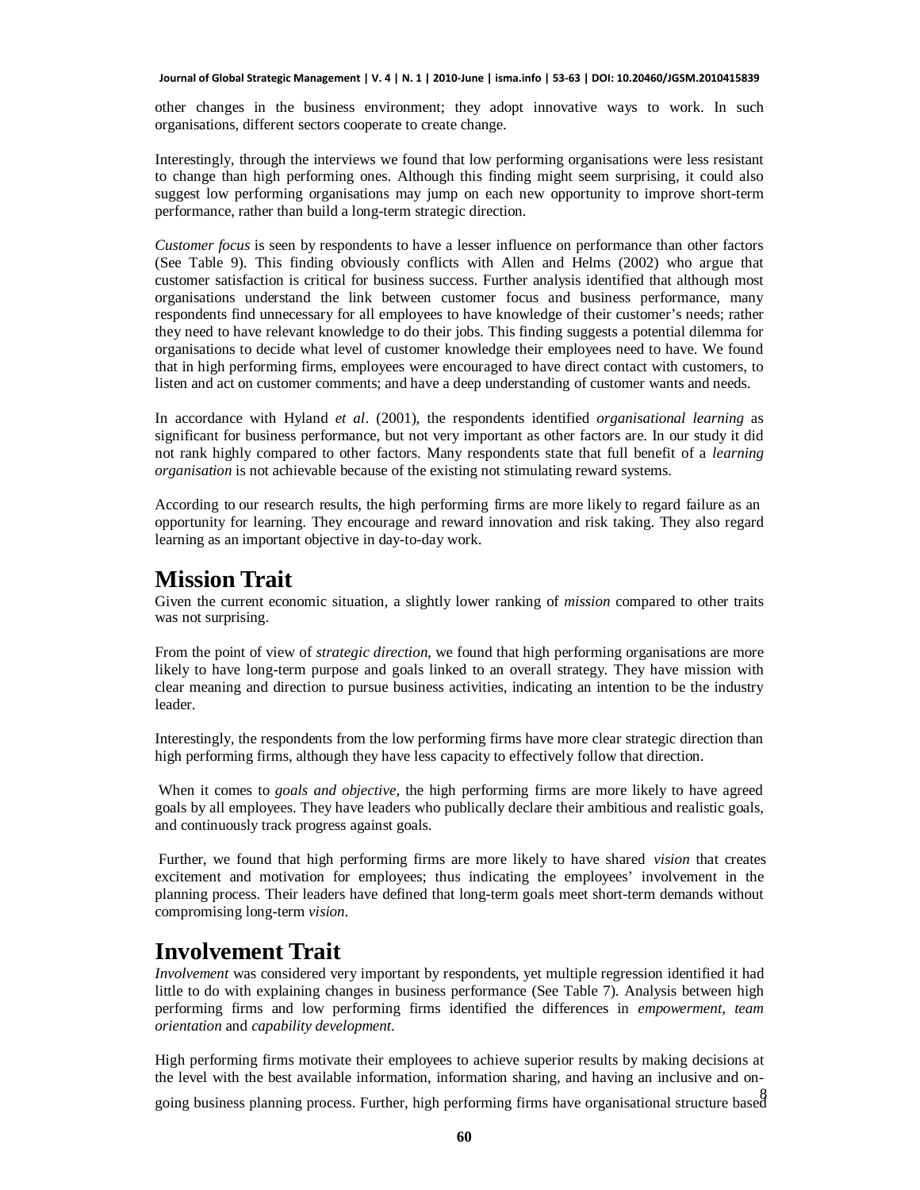other changes in the business environment; they adopt innovative ways to work. In such organisations, different sectors cooperate to create change.

Interestingly, through the interviews we found that low performing organisations were less resistant to change than high performing ones. Although this finding might seem surprising, it could also suggest low performing organisations may jump on each new opportunity to improve short-term performance, rather than build a long-term strategic direction.

*Customer focus* is seen by respondents to have a lesser influence on performance than other factors (See Table 9). This finding obviously conflicts with Allen and Helms (2002) who argue that customer satisfaction is critical for business success. Further analysis identified that although most organisations understand the link between customer focus and business performance, many respondents find unnecessary for all employees to have knowledge of their customer's needs; rather they need to have relevant knowledge to do their jobs. This finding suggests a potential dilemma for organisations to decide what level of customer knowledge their employees need to have. We found that in high performing firms, employees were encouraged to have direct contact with customers, to listen and act on customer comments; and have a deep understanding of customer wants and needs.

In accordance with Hyland *et al*. (2001), the respondents identified *organisational learning* as significant for business performance, but not very important as other factors are. In our study it did not rank highly compared to other factors. Many respondents state that full benefit of a *learning organisation* is not achievable because of the existing not stimulating reward systems.

According to our research results, the high performing firms are more likely to regard failure as an opportunity for learning. They encourage and reward innovation and risk taking. They also regard learning as an important objective in day-to-day work.

# Mission Trait

Given the current economic situation, a slightly lower ranking of *mission* compared to other traits was not surprising.

From the point of view of *strategic direction*, we found that high performing organisations are more likely to have long-term purpose and goals linked to an overall strategy. They have mission with clear meaning and direction to pursue business activities, indicating an intention to be the industry leader.

Interestingly, the respondents from the low performing firms have more clear strategic direction than high performing firms, although they have less capacity to effectively follow that direction.

When it comes to *goals and objective,* the high performing firms are more likely to have agreed goals by all employees. They have leaders who publically declare their ambitious and realistic goals, and continuously track progress against goals.

Further, we found that high performing firms are more likely to have shared *vision* that creates excitement and motivation for employees; thus indicating the employees' involvement in the planning process. Their leaders have defined that long-term goals meet short-term demands without compromising long-term *vision*.

# Involvement Trait

*Involvement* was considered very important by respondents, yet multiple regression identified it had little to do with explaining changes in business performance (See Table 7). Analysis between high performing firms and low performing firms identified the differences in *empowerment*, *team orientation* and *capability development*.

High performing firms motivate their employees to achieve superior results by making decisions at the level with the best available information, information sharing, and having an inclusive and on-going business planning process. Further, high performing firms have organisational structure based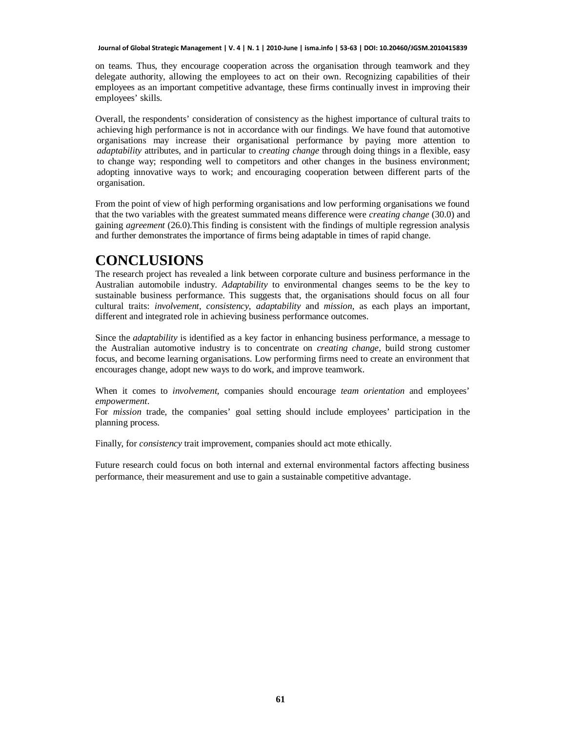on teams. Thus, they encourage cooperation across the organisation through teamwork and they delegate authority, allowing the employees to act on their own. Recognizing capabilities of their employees as an important competitive advantage, these firms continually invest in improving their employees' skills.

Overall, the respondents' consideration of consistency as the highest importance of cultural traits to achieving high performance is not in accordance with our findings. We have found that automotive organisations may increase their organisational performance by paying more attention to *adaptability* attributes, and in particular to *creating change* through doing things in a flexible, easy to change way; responding well to competitors and other changes in the business environment; adopting innovative ways to work; and encouraging cooperation between different parts of the organisation.

From the point of view of high performing organisations and low performing organisations we found that the two variables with the greatest summated means difference were *creating change* (30.0) and gaining *agreement* (26.0).This finding is consistent with the findings of multiple regression analysis and further demonstrates the importance of firms being adaptable in times of rapid change.

# CONCLUSIONS

The research project has revealed a link between corporate culture and business performance in the Australian automobile industry. *Adaptability* to environmental changes seems to be the key to sustainable business performance. This suggests that, the organisations should focus on all four cultural traits: *involvement*, *consistency*, *adaptability* and *mission*, as each plays an important, different and integrated role in achieving business performance outcomes.

Since the *adaptability* is identified as a key factor in enhancing business performance, a message to the Australian automotive industry is to concentrate on *creating change*, build strong customer focus, and become learning organisations. Low performing firms need to create an environment that encourages change, adopt new ways to do work, and improve teamwork.

When it comes to *involvement*, companies should encourage *team orientation* and employees' *empowerment*.

For *mission* trade, the companies' goal setting should include employees' participation in the planning process.

Finally, for *consistency* trait improvement, companies should act mote ethically.

Future research could focus on both internal and external environmental factors affecting business performance, their measurement and use to gain a sustainable competitive advantage.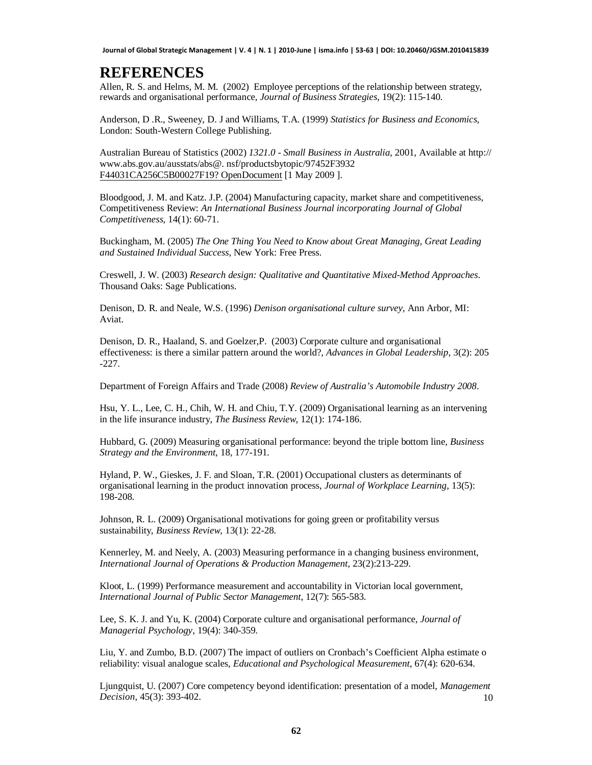# REFERENCES

Allen, R. S. and Helms, M. M. (2002) Employee perceptions of the relationship between strategy, rewards and organisational performance, *Journal of Business Strategies*, 19(2): 115-140.

Anderson, D .R., Sweeney, D. J and Williams, T.A. (1999) *Statistics for Business and Economics*, London: South-Western College Publishing.

Australian Bureau of Statistics (2002) *1321.0 - Small Business in Australia*, 2001, Available at http:// www.abs.gov.au/ausstats/abs@. nsf/productsbytopic/97452F3932 F44031CA256C5B00027F19? OpenDocument [1 May 2009 ].

Bloodgood, J. M. and Katz. J.P. (2004) Manufacturing capacity, market share and competitiveness, Competitiveness Review: *An International Business Journal incorporating Journal of Global Competitiveness*, 14(1): 60-71.

Buckingham, M. (2005) *The One Thing You Need to Know about Great Managing, Great Leading and Sustained Individual Success*, New York: Free Press.

Creswell, J. W. (2003) *Research design: Qualitative and Quantitative Mixed-Method Approaches*. Thousand Oaks: Sage Publications.

Denison, D. R. and Neale, W.S. (1996) *Denison organisational culture survey*, Ann Arbor, MI: Aviat.

Denison, D. R., Haaland, S. and Goelzer,P. (2003) Corporate culture and organisational effectiveness: is there a similar pattern around the world?, *Advances in Global Leadership*, 3(2): 205 -227.

Department of Foreign Affairs and Trade (2008) *Review of Australia's Automobile Industry 2008*.

Hsu, Y. L., Lee, C. H., Chih, W. H. and Chiu, T.Y. (2009) Organisational learning as an intervening in the life insurance industry, *The Business Review*, 12(1): 174-186.

Hubbard, G. (2009) Measuring organisational performance: beyond the triple bottom line, *Business Strategy and the Environment*, 18, 177-191.

Hyland, P. W., Gieskes, J. F. and Sloan, T.R. (2001) Occupational clusters as determinants of organisational learning in the product innovation process, *Journal of Workplace Learning*, 13(5): 198-208.

Johnson, R. L. (2009) Organisational motivations for going green or profitability versus sustainability, *Business Review*, 13(1): 22-28.

Kennerley, M. and Neely, A. (2003) Measuring performance in a changing business environment, *International Journal of Operations & Production Management*, 23(2):213-229.

Kloot, L. (1999) Performance measurement and accountability in Victorian local government, *International Journal of Public Sector Management*, 12(7): 565-583.

Lee, S. K. J. and Yu, K. (2004) Corporate culture and organisational performance, *Journal of Managerial Psychology*, 19(4): 340-359.

Liu, Y. and Zumbo, B.D. (2007) The impact of outliers on Cronbach's Coefficient Alpha estimate o reliability: visual analogue scales, *Educational and Psychological Measurement*, 67(4): 620-634.

Ljungquist, U. (2007) Core competency beyond identification: presentation of a model, *Management Decision*, 45(3): 393-402.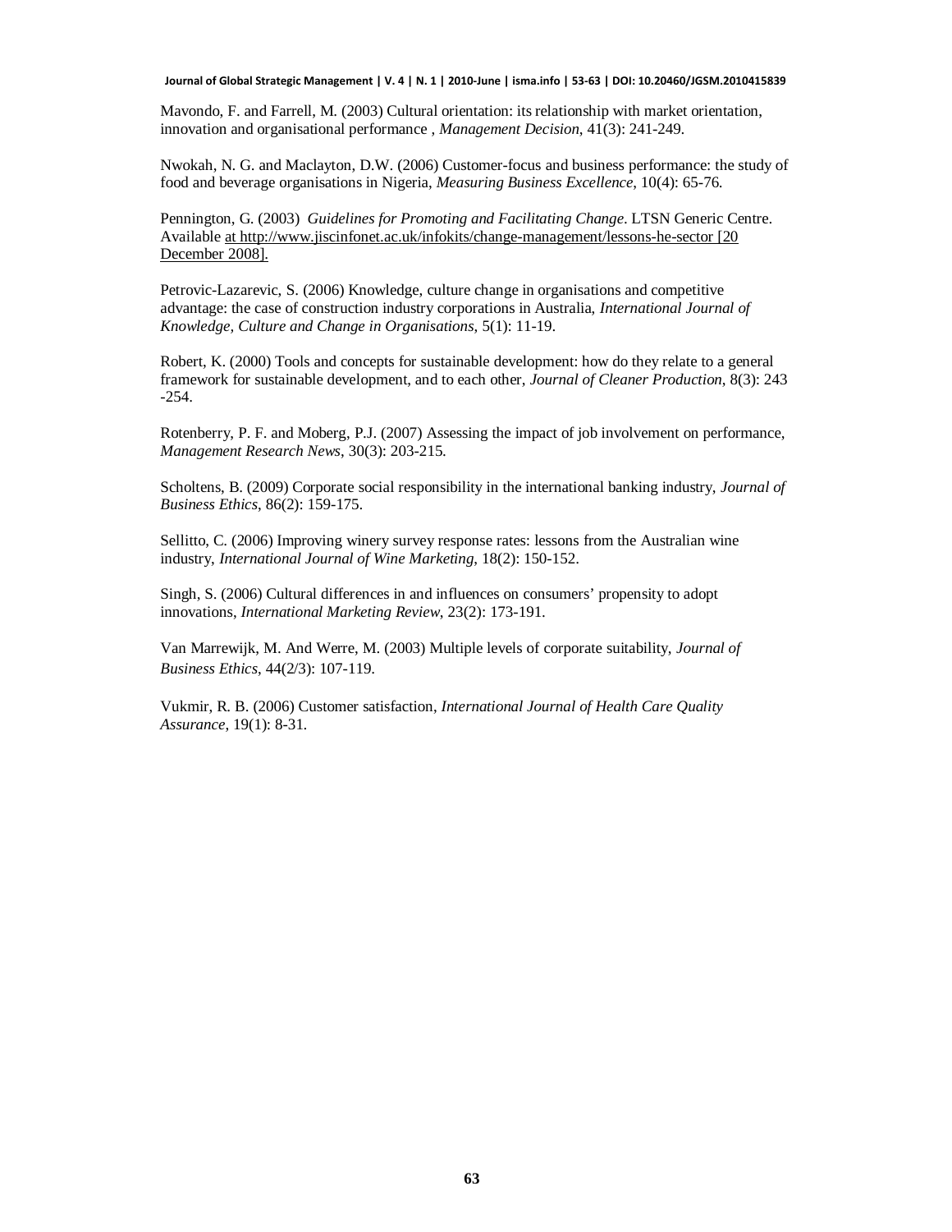Mavondo, F. and Farrell, M. (2003) Cultural orientation: its relationship with market orientation, innovation and organisational performance , *Management Decision*, 41(3): 241-249.

Nwokah, N. G. and Maclayton, D.W. (2006) Customer-focus and business performance: the study of food and beverage organisations in Nigeria, *Measuring Business Excellence*, 10(4): 65-76.

Pennington, G. (2003) *Guidelines for Promoting and Facilitating Change*. LTSN Generic Centre. Available at http://www.jiscinfonet.ac.uk/infokits/change-management/lessons-he-sector [20 December 2008].

Petrovic-Lazarevic, S. (2006) Knowledge, culture change in organisations and competitive advantage: the case of construction industry corporations in Australia, *International Journal of Knowledge, Culture and Change in Organisations*, 5(1): 11-19.

Robert, K. (2000) Tools and concepts for sustainable development: how do they relate to a general framework for sustainable development, and to each other, *Journal of Cleaner Production*, 8(3): 243 -254.

Rotenberry, P. F. and Moberg, P.J. (2007) Assessing the impact of job involvement on performance, *Management Research News*, 30(3): 203-215.

Scholtens, B. (2009) Corporate social responsibility in the international banking industry, *Journal of Business Ethics*, 86(2): 159-175.

Sellitto, C. (2006) Improving winery survey response rates: lessons from the Australian wine industry, *International Journal of Wine Marketing*, 18(2): 150-152.

Singh, S. (2006) Cultural differences in and influences on consumers' propensity to adopt innovations, *International Marketing Review*, 23(2): 173-191.

Van Marrewijk, M. And Werre, M. (2003) Multiple levels of corporate suitability, *Journal of Business Ethics*, 44(2/3): 107-119.

Vukmir, R. B. (2006) Customer satisfaction, *International Journal of Health Care Quality Assurance*, 19(1): 8-31.